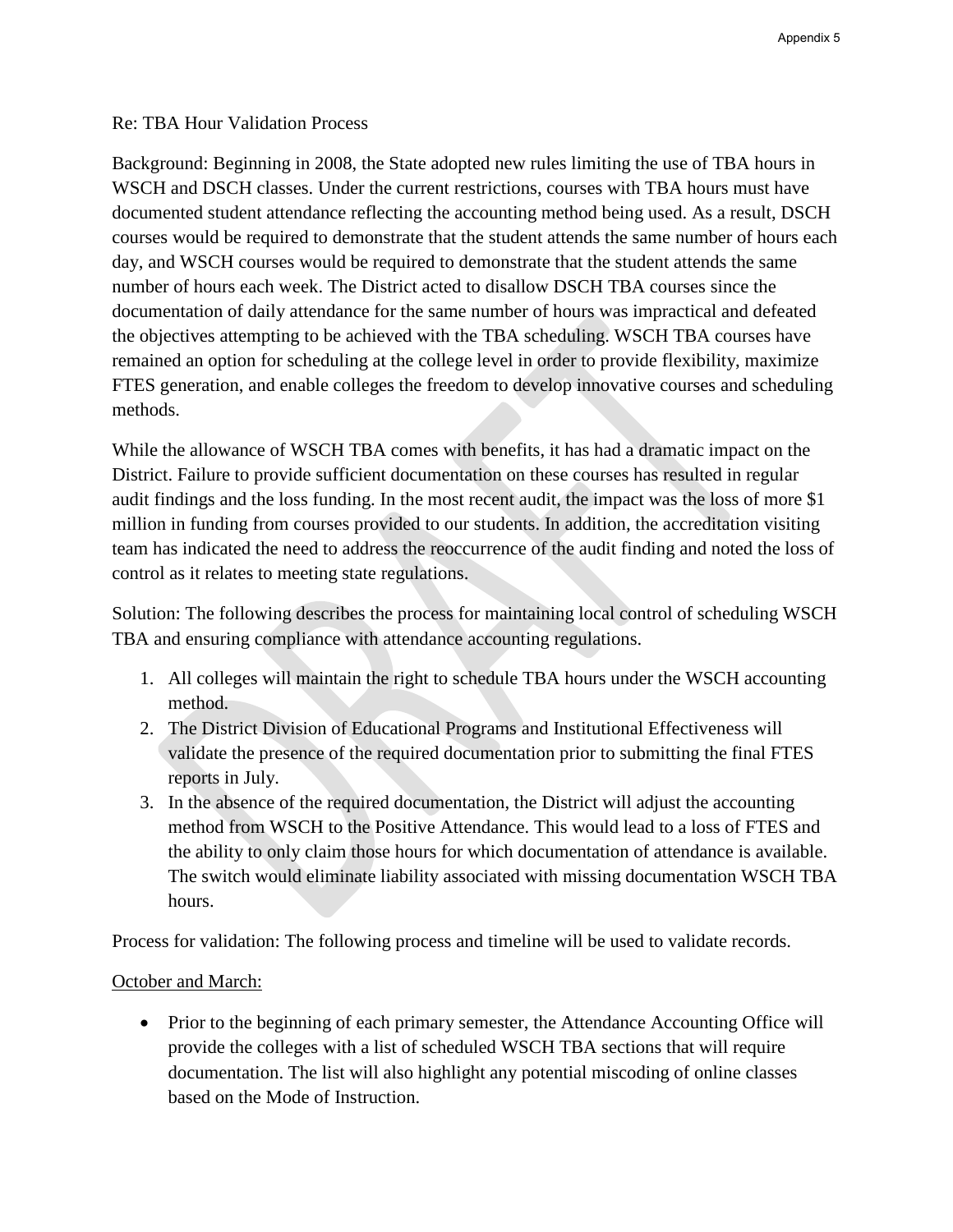Re: TBA Hour Validation Process

Background: Beginning in 2008, the State adopted new rules limiting the use of TBA hours in WSCH and DSCH classes. Under the current restrictions, courses with TBA hours must have documented student attendance reflecting the accounting method being used. As a result, DSCH courses would be required to demonstrate that the student attends the same number of hours each day, and WSCH courses would be required to demonstrate that the student attends the same number of hours each week. The District acted to disallow DSCH TBA courses since the documentation of daily attendance for the same number of hours was impractical and defeated the objectives attempting to be achieved with the TBA scheduling. WSCH TBA courses have remained an option for scheduling at the college level in order to provide flexibility, maximize FTES generation, and enable colleges the freedom to develop innovative courses and scheduling methods.

While the allowance of WSCH TBA comes with benefits, it has had a dramatic impact on the District. Failure to provide sufficient documentation on these courses has resulted in regular audit findings and the loss funding. In the most recent audit, the impact was the loss of more $1 million in funding from courses provided to our students. In addition, the accreditation visiting team has indicated the need to address the reoccurrence of the audit finding and noted the loss of control as it relates to meeting state regulations.

Solution: The following describes the process for maintaining local control of scheduling WSCH TBA and ensuring compliance with attendance accounting regulations.

1. All colleges will maintain the right to schedule TBA hours under the WSCH accounting method.
2. The District Division of Educational Programs and Institutional Effectiveness will validate the presence of the required documentation prior to submitting the final FTES reports in July.
3. In the absence of the required documentation, the District will adjust the accounting method from WSCH to the Positive Attendance. This would lead to a loss of FTES and the ability to only claim those hours for which documentation of attendance is available. The switch would eliminate liability associated with missing documentation WSCH TBA hours.

Process for validation: The following process and timeline will be used to validate records.

<u>October and March:</u>

- Prior to the beginning of each primary semester, the Attendance Accounting Office will provide the colleges with a list of scheduled WSCH TBA sections that will require documentation. The list will also highlight any potential miscoding of online classes based on the Mode of Instruction.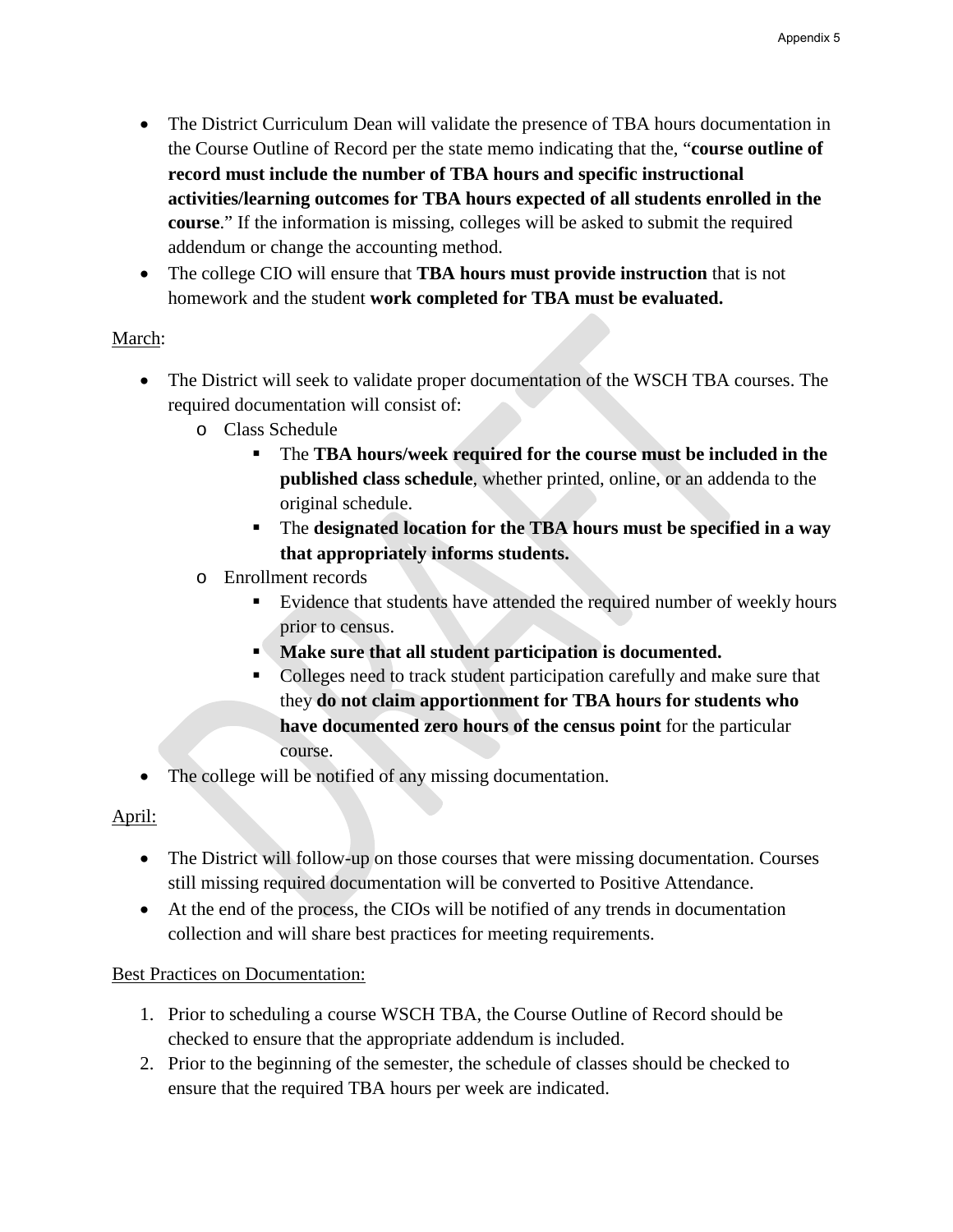- The District Curriculum Dean will validate the presence of TBA hours documentation in the Course Outline of Record per the state memo indicating that the, "**course outline of record must include the number of TBA hours and specific instructional activities/learning outcomes for TBA hours expected of all students enrolled in the course**." If the information is missing, colleges will be asked to submit the required addendum or change the accounting method.
- The college CIO will ensure that **TBA hours must provide instruction** that is not homework and the student **work completed for TBA must be evaluated.**

March:

- The District will seek to validate proper documentation of the WSCH TBA courses. The required documentation will consist of:
  - Class Schedule
    - The **TBA hours/week required for the course must be included in the published class schedule**, whether printed, online, or an addenda to the original schedule.
    - The **designated location for the TBA hours must be specified in a way that appropriately informs students.**
  - Enrollment records
    - Evidence that students have attended the required number of weekly hours prior to census.
    - **Make sure that all student participation is documented.**
    - Colleges need to track student participation carefully and make sure that they **do not claim apportionment for TBA hours for students who have documented zero hours of the census point** for the particular course.
- The college will be notified of any missing documentation.

April:

- The District will follow-up on those courses that were missing documentation. Courses still missing required documentation will be converted to Positive Attendance.
- At the end of the process, the CIOs will be notified of any trends in documentation collection and will share best practices for meeting requirements.

Best Practices on Documentation:

1. Prior to scheduling a course WSCH TBA, the Course Outline of Record should be checked to ensure that the appropriate addendum is included.
2. Prior to the beginning of the semester, the schedule of classes should be checked to ensure that the required TBA hours per week are indicated.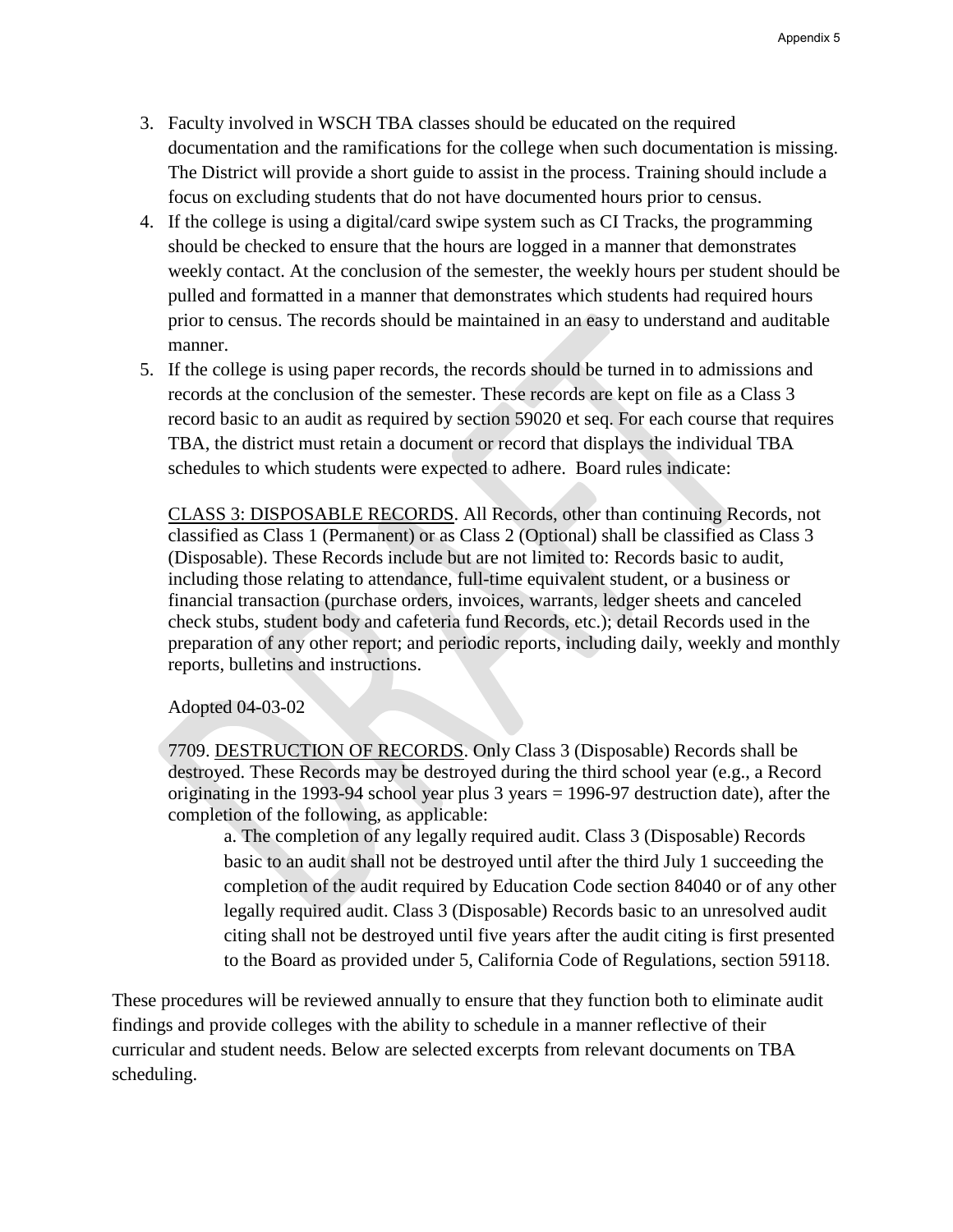3. Faculty involved in WSCH TBA classes should be educated on the required documentation and the ramifications for the college when such documentation is missing. The District will provide a short guide to assist in the process. Training should include a focus on excluding students that do not have documented hours prior to census.
4. If the college is using a digital/card swipe system such as CI Tracks, the programming should be checked to ensure that the hours are logged in a manner that demonstrates weekly contact. At the conclusion of the semester, the weekly hours per student should be pulled and formatted in a manner that demonstrates which students had required hours prior to census. The records should be maintained in an easy to understand and auditable manner.
5. If the college is using paper records, the records should be turned in to admissions and records at the conclusion of the semester. These records are kept on file as a Class 3 record basic to an audit as required by section 59020 et seq. For each course that requires TBA, the district must retain a document or record that displays the individual TBA schedules to which students were expected to adhere. Board rules indicate:

   <u>CLASS 3: DISPOSABLE RECORDS</u>. All Records, other than continuing Records, not classified as Class 1 (Permanent) or as Class 2 (Optional) shall be classified as Class 3 (Disposable). These Records include but are not limited to: Records basic to audit, including those relating to attendance, full-time equivalent student, or a business or financial transaction (purchase orders, invoices, warrants, ledger sheets and canceled check stubs, student body and cafeteria fund Records, etc.); detail Records used in the preparation of any other report; and periodic reports, including daily, weekly and monthly reports, bulletins and instructions.

   Adopted 04-03-02

   7709. <u>DESTRUCTION OF RECORDS</u>. Only Class 3 (Disposable) Records shall be destroyed. These Records may be destroyed during the third school year (e.g., a Record originating in the 1993-94 school year plus 3 years = 1996-97 destruction date), after the completion of the following, as applicable:

   a. The completion of any legally required audit. Class 3 (Disposable) Records basic to an audit shall not be destroyed until after the third July 1 succeeding the completion of the audit required by Education Code section 84040 or of any other legally required audit. Class 3 (Disposable) Records basic to an unresolved audit citing shall not be destroyed until five years after the audit citing is first presented to the Board as provided under 5, California Code of Regulations, section 59118.

These procedures will be reviewed annually to ensure that they function both to eliminate audit findings and provide colleges with the ability to schedule in a manner reflective of their curricular and student needs. Below are selected excerpts from relevant documents on TBA scheduling.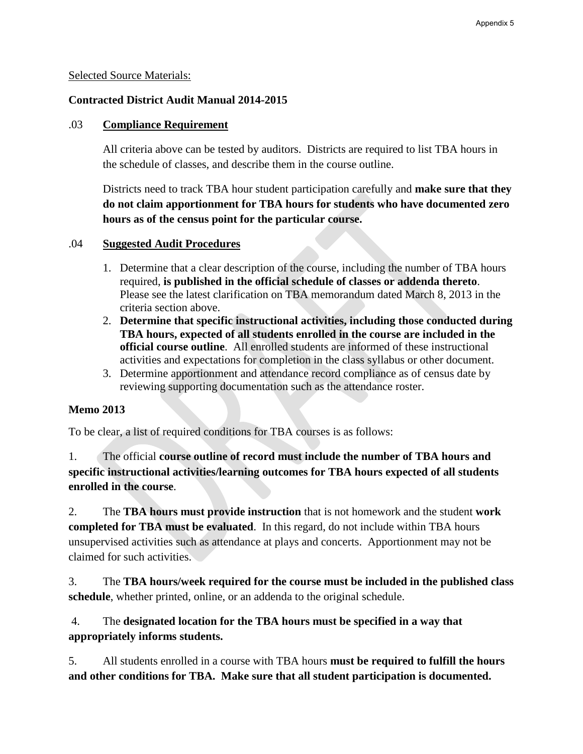Selected Source Materials:

**Contracted District Audit Manual 2014-2015**

.03 **Compliance Requirement**

All criteria above can be tested by auditors. Districts are required to list TBA hours in the schedule of classes, and describe them in the course outline.

Districts need to track TBA hour student participation carefully and **make sure that they do not claim apportionment for TBA hours for students who have documented zero hours as of the census point for the particular course.**

.04 **Suggested Audit Procedures**

1. Determine that a clear description of the course, including the number of TBA hours required, **is published in the official schedule of classes or addenda thereto**. Please see the latest clarification on TBA memorandum dated March 8, 2013 in the criteria section above.
2. **Determine that specific instructional activities, including those conducted during TBA hours, expected of all students enrolled in the course are included in the official course outline**. All enrolled students are informed of these instructional activities and expectations for completion in the class syllabus or other document.
3. Determine apportionment and attendance record compliance as of census date by reviewing supporting documentation such as the attendance roster.

**Memo 2013**

To be clear, a list of required conditions for TBA courses is as follows:

1. The official **course outline of record must include the number of TBA hours and specific instructional activities/learning outcomes for TBA hours expected of all students enrolled in the course**.

2. The **TBA hours must provide instruction** that is not homework and the student **work completed for TBA must be evaluated**. In this regard, do not include within TBA hours unsupervised activities such as attendance at plays and concerts. Apportionment may not be claimed for such activities.

3. The **TBA hours/week required for the course must be included in the published class schedule**, whether printed, online, or an addenda to the original schedule.

4. The **designated location for the TBA hours must be specified in a way that appropriately informs students.**

5. All students enrolled in a course with TBA hours **must be required to fulfill the hours and other conditions for TBA. Make sure that all student participation is documented.**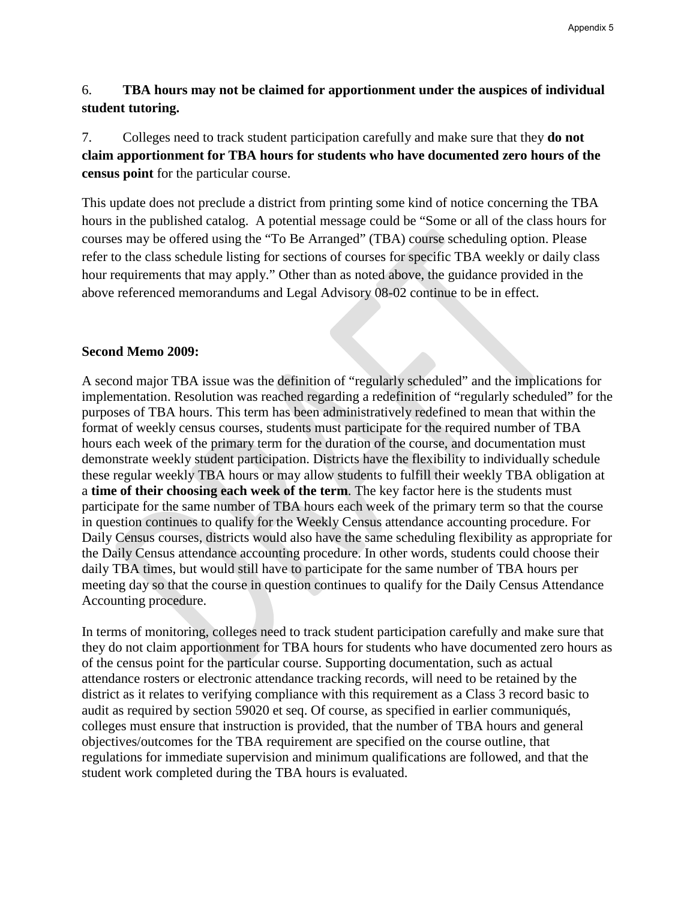6. **TBA hours may not be claimed for apportionment under the auspices of individual student tutoring.**

7. Colleges need to track student participation carefully and make sure that they **do not claim apportionment for TBA hours for students who have documented zero hours of the census point** for the particular course.

This update does not preclude a district from printing some kind of notice concerning the TBA hours in the published catalog. A potential message could be "Some or all of the class hours for courses may be offered using the "To Be Arranged" (TBA) course scheduling option. Please refer to the class schedule listing for sections of courses for specific TBA weekly or daily class hour requirements that may apply." Other than as noted above, the guidance provided in the above referenced memorandums and Legal Advisory 08-02 continue to be in effect.

**Second Memo 2009:**

A second major TBA issue was the definition of "regularly scheduled" and the implications for implementation. Resolution was reached regarding a redefinition of "regularly scheduled" for the purposes of TBA hours. This term has been administratively redefined to mean that within the format of weekly census courses, students must participate for the required number of TBA hours each week of the primary term for the duration of the course, and documentation must demonstrate weekly student participation. Districts have the flexibility to individually schedule these regular weekly TBA hours or may allow students to fulfill their weekly TBA obligation at a **time of their choosing each week of the term**. The key factor here is the students must participate for the same number of TBA hours each week of the primary term so that the course in question continues to qualify for the Weekly Census attendance accounting procedure. For Daily Census courses, districts would also have the same scheduling flexibility as appropriate for the Daily Census attendance accounting procedure. In other words, students could choose their daily TBA times, but would still have to participate for the same number of TBA hours per meeting day so that the course in question continues to qualify for the Daily Census Attendance Accounting procedure.

In terms of monitoring, colleges need to track student participation carefully and make sure that they do not claim apportionment for TBA hours for students who have documented zero hours as of the census point for the particular course. Supporting documentation, such as actual attendance rosters or electronic attendance tracking records, will need to be retained by the district as it relates to verifying compliance with this requirement as a Class 3 record basic to audit as required by section 59020 et seq. Of course, as specified in earlier communiqués, colleges must ensure that instruction is provided, that the number of TBA hours and general objectives/outcomes for the TBA requirement are specified on the course outline, that regulations for immediate supervision and minimum qualifications are followed, and that the student work completed during the TBA hours is evaluated.